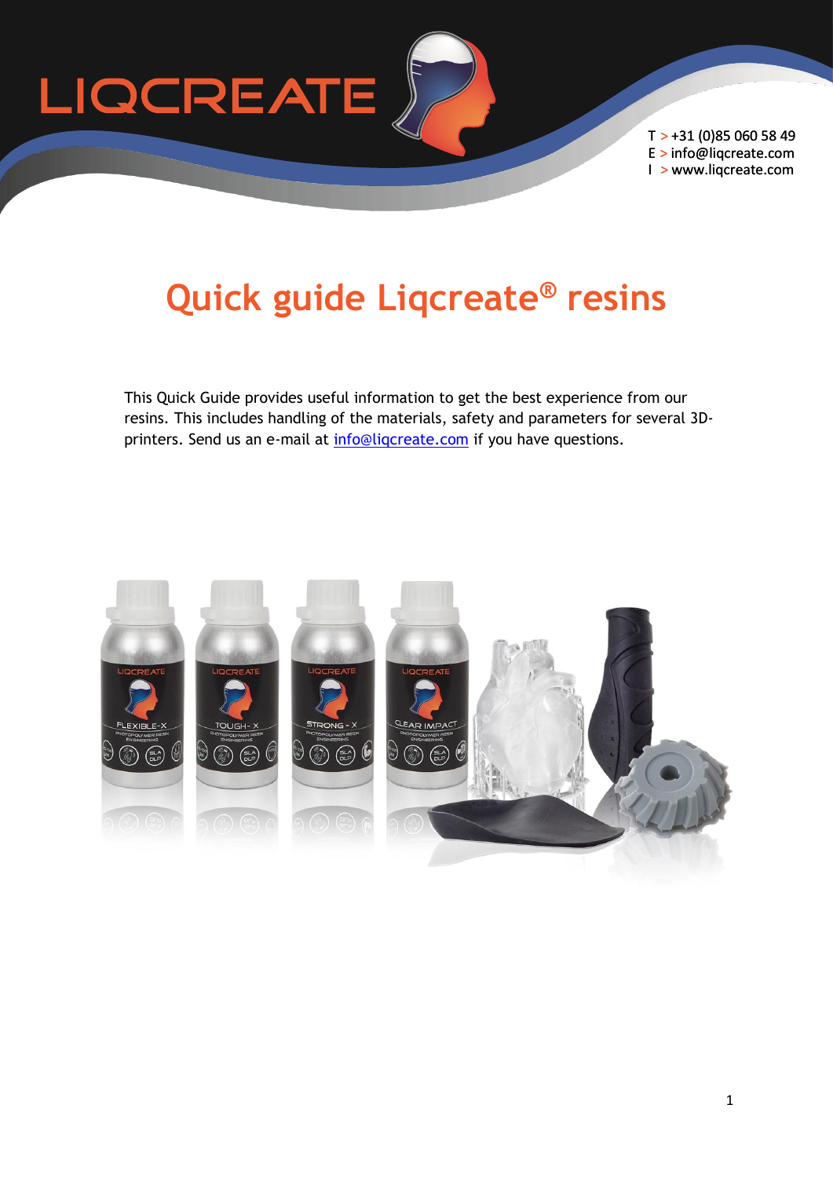LIQCREATE

T > +31 (0)85 060 58 49
E > info@liqcreate.com
I > www.liqcreate.com

# Quick guide Liqcreate® resins

This Quick Guide provides useful information to get the best experience from our resins. This includes handling of the materials, safety and parameters for several 3D-printers. Send us an e-mail at info@liqcreate.com if you have questions.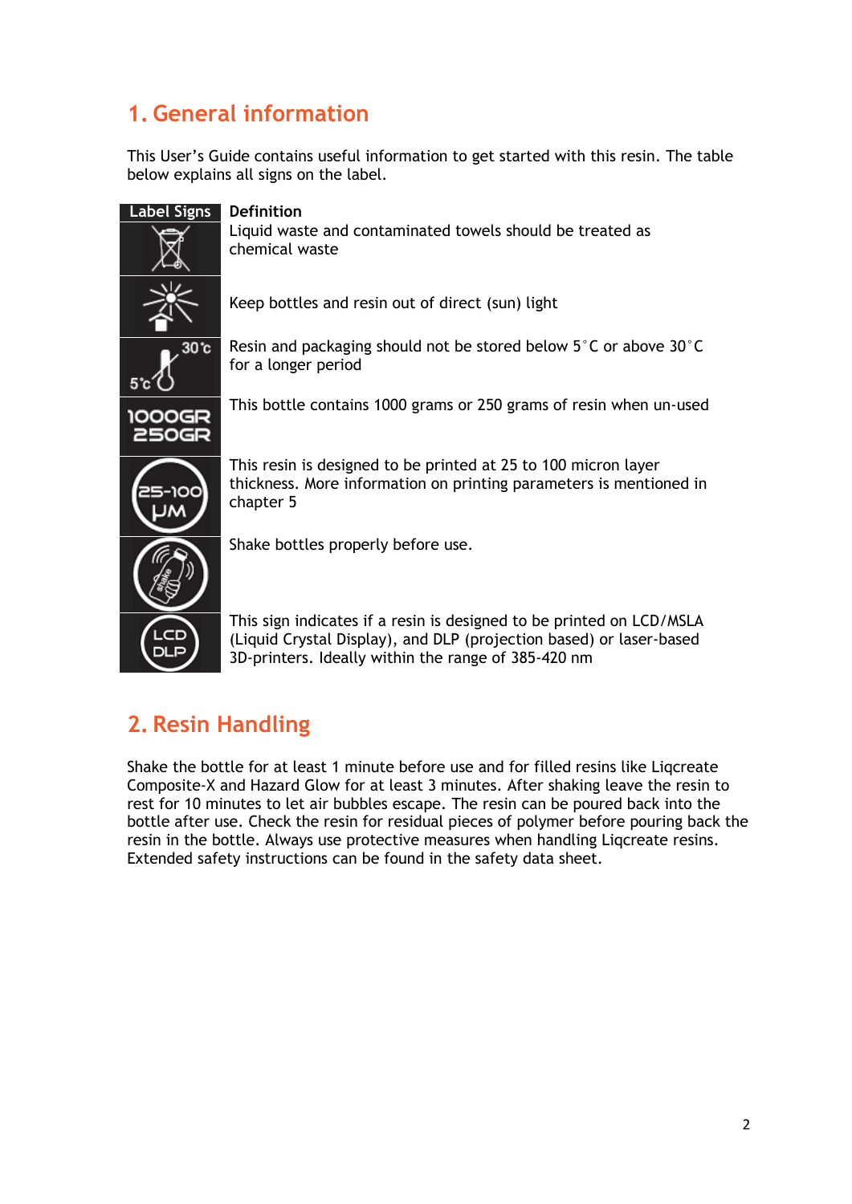## 1. General information

This User's Guide contains useful information to get started with this resin. The table below explains all signs on the label.

| Label Signs | Definition |
|---|---|
| | Liquid waste and contaminated towels should be treated as chemical waste |
| | Keep bottles and resin out of direct (sun) light |
| 30˚c 5˚c | Resin and packaging should not be stored below 5˚C or above 30˚C for a longer period |
| 1000GR 250GR | This bottle contains 1000 grams or 250 grams of resin when un-used |
| 25-100 μM | This resin is designed to be printed at 25 to 100 micron layer thickness. More information on printing parameters is mentioned in chapter 5 |
| shake | Shake bottles properly before use. |
| LCD DLP | This sign indicates if a resin is designed to be printed on LCD/MSLA (Liquid Crystal Display), and DLP (projection based) or laser-based 3D-printers. Ideally within the range of 385-420 nm |

## 2. Resin Handling

Shake the bottle for at least 1 minute before use and for filled resins like Liqcreate Composite-X and Hazard Glow for at least 3 minutes. After shaking leave the resin to rest for 10 minutes to let air bubbles escape. The resin can be poured back into the bottle after use. Check the resin for residual pieces of polymer before pouring back the resin in the bottle. Always use protective measures when handling Liqcreate resins. Extended safety instructions can be found in the safety data sheet.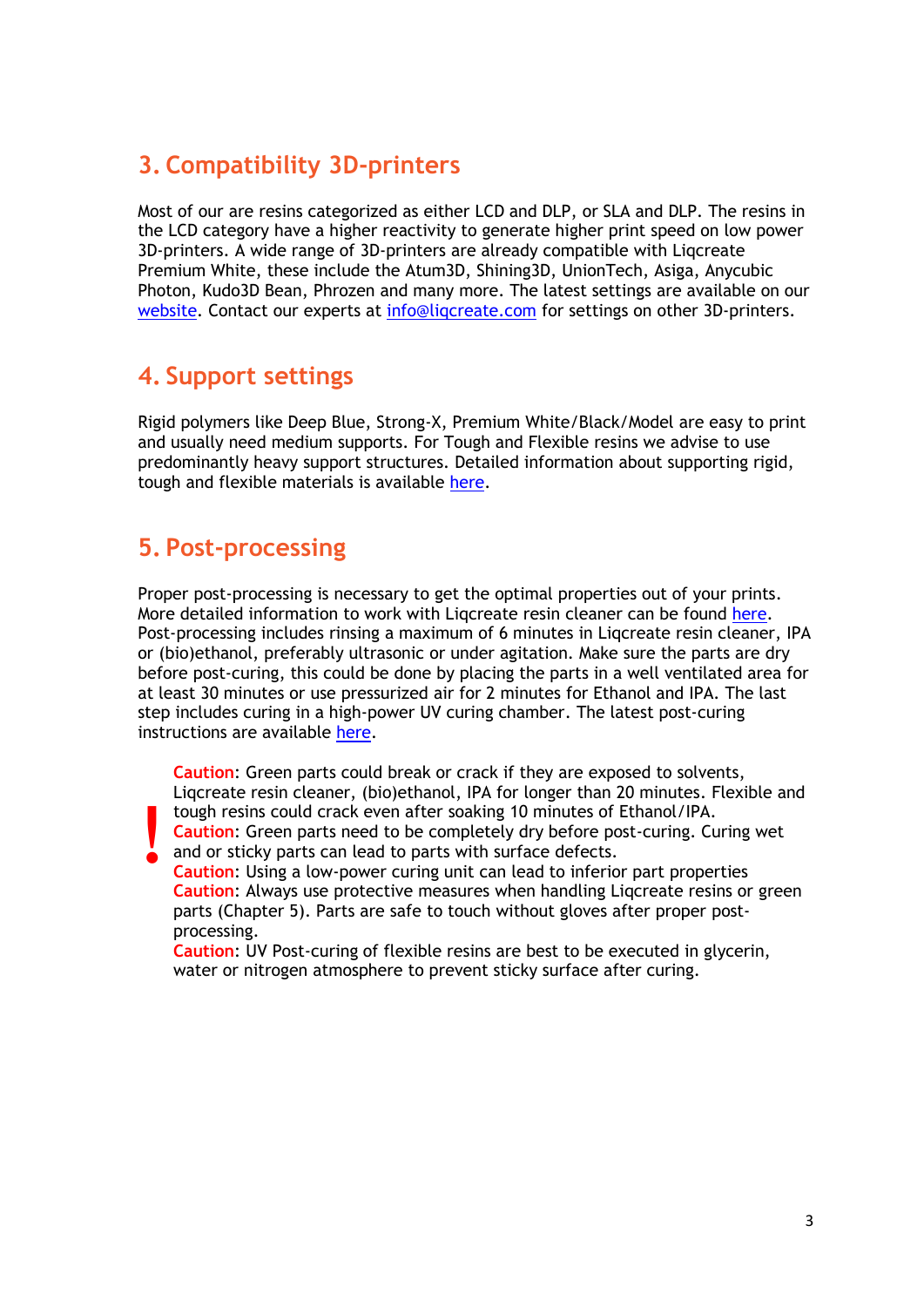## 3. Compatibility 3D-printers

Most of our are resins categorized as either LCD and DLP, or SLA and DLP. The resins in the LCD category have a higher reactivity to generate higher print speed on low power 3D-printers. A wide range of 3D-printers are already compatible with Liqcreate Premium White, these include the Atum3D, Shining3D, UnionTech, Asiga, Anycubic Photon, Kudo3D Bean, Phrozen and many more. The latest settings are available on our website. Contact our experts at info@liqcreate.com for settings on other 3D-printers.

## 4. Support settings

Rigid polymers like Deep Blue, Strong-X, Premium White/Black/Model are easy to print and usually need medium supports. For Tough and Flexible resins we advise to use predominantly heavy support structures. Detailed information about supporting rigid, tough and flexible materials is available here.

## 5. Post-processing

Proper post-processing is necessary to get the optimal properties out of your prints. More detailed information to work with Liqcreate resin cleaner can be found here. Post-processing includes rinsing a maximum of 6 minutes in Liqcreate resin cleaner, IPA or (bio)ethanol, preferably ultrasonic or under agitation. Make sure the parts are dry before post-curing, this could be done by placing the parts in a well ventilated area for at least 30 minutes or use pressurized air for 2 minutes for Ethanol and IPA. The last step includes curing in a high-power UV curing chamber. The latest post-curing instructions are available here.

**!**

**Caution**: Green parts could break or crack if they are exposed to solvents, Liqcreate resin cleaner, (bio)ethanol, IPA for longer than 20 minutes. Flexible and tough resins could crack even after soaking 10 minutes of Ethanol/IPA.
**Caution**: Green parts need to be completely dry before post-curing. Curing wet and or sticky parts can lead to parts with surface defects.
**Caution**: Using a low-power curing unit can lead to inferior part properties
**Caution**: Always use protective measures when handling Liqcreate resins or green parts (Chapter 5). Parts are safe to touch without gloves after proper post-processing.
**Caution**: UV Post-curing of flexible resins are best to be executed in glycerin, water or nitrogen atmosphere to prevent sticky surface after curing.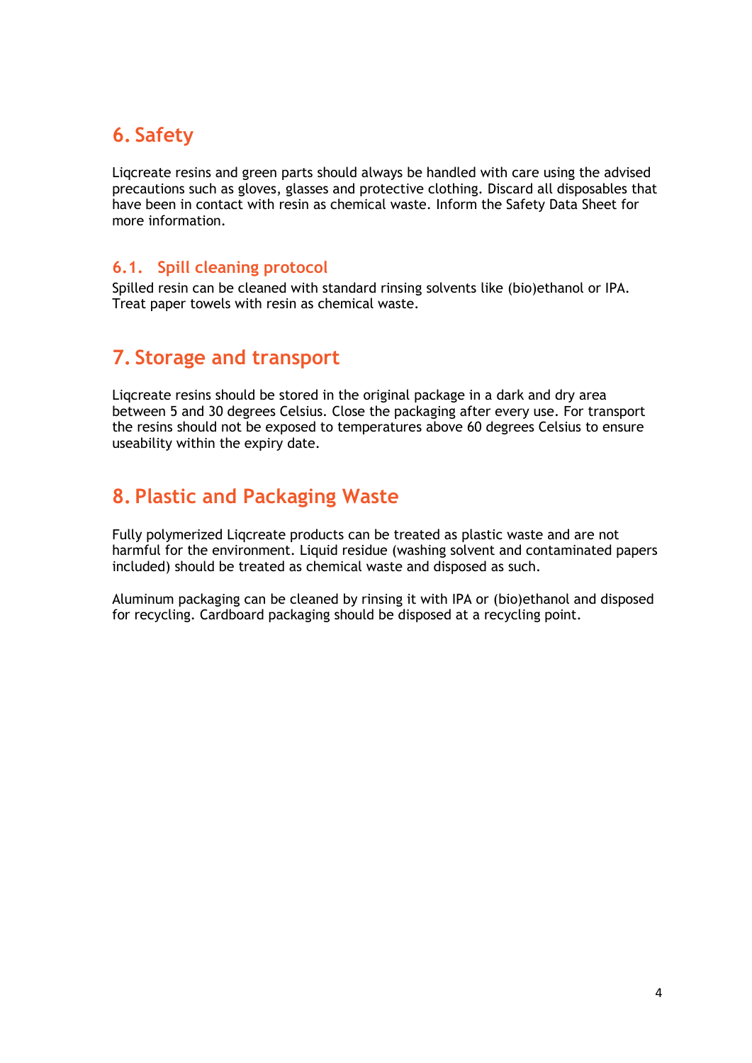# 6. Safety

Liqcreate resins and green parts should always be handled with care using the advised precautions such as gloves, glasses and protective clothing. Discard all disposables that have been in contact with resin as chemical waste. Inform the Safety Data Sheet for more information.

## 6.1. Spill cleaning protocol

Spilled resin can be cleaned with standard rinsing solvents like (bio)ethanol or IPA. Treat paper towels with resin as chemical waste.

# 7. Storage and transport

Liqcreate resins should be stored in the original package in a dark and dry area between 5 and 30 degrees Celsius. Close the packaging after every use. For transport the resins should not be exposed to temperatures above 60 degrees Celsius to ensure useability within the expiry date.

# 8. Plastic and Packaging Waste

Fully polymerized Liqcreate products can be treated as plastic waste and are not harmful for the environment. Liquid residue (washing solvent and contaminated papers included) should be treated as chemical waste and disposed as such.

Aluminum packaging can be cleaned by rinsing it with IPA or (bio)ethanol and disposed for recycling. Cardboard packaging should be disposed at a recycling point.